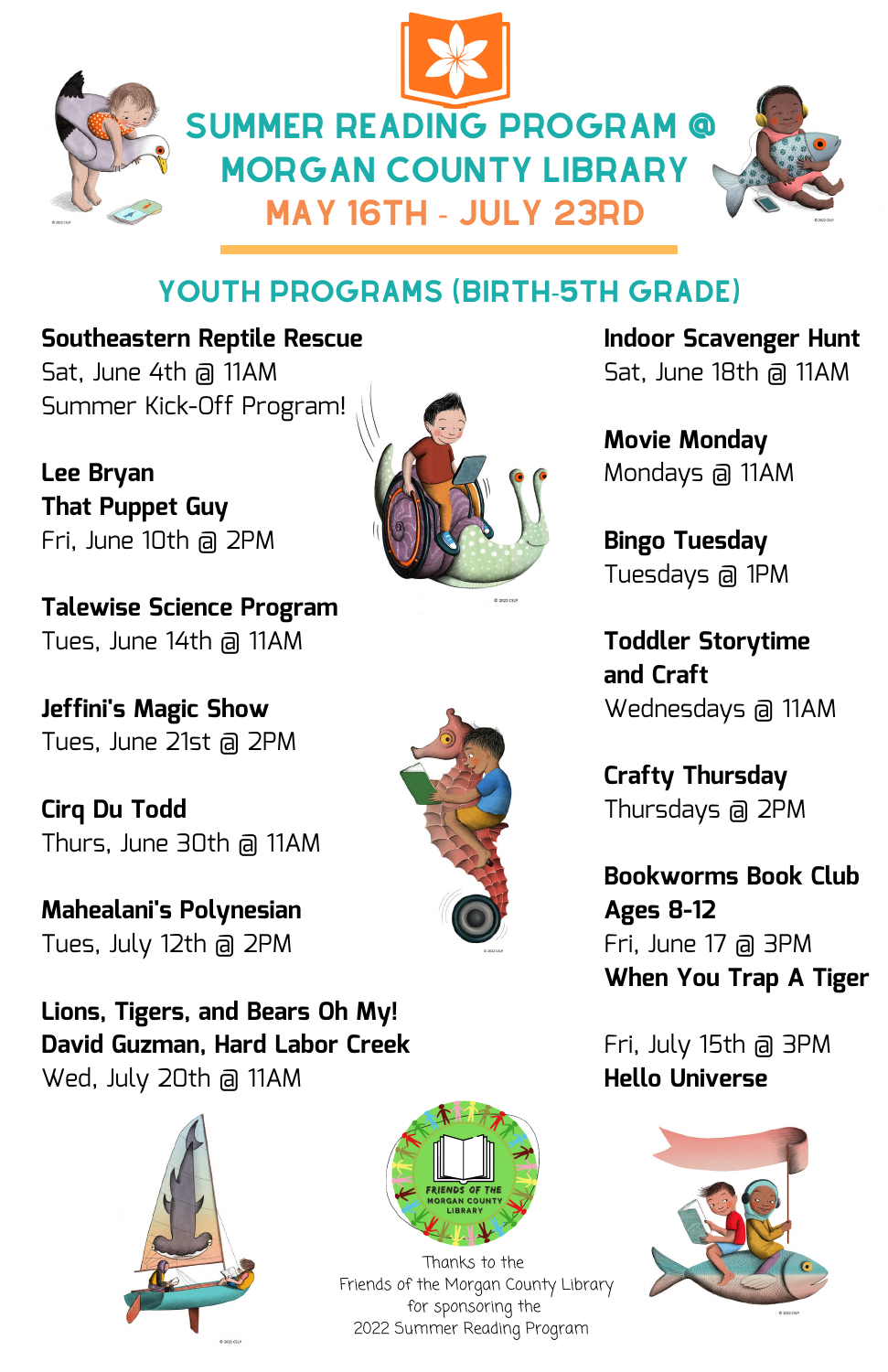# SUMMER READING PROGRAM @ MORGAN COUNTY LIBRARY

## MAY 16TH - JULY 23RD

## YOUTH PROGRAMS (BIRTH-5TH GRADE)

**Southeastern Reptile Rescue**
Sat, June 4th @ 11AM
Summer Kick-Off Program!

**Lee Bryan**
**That Puppet Guy**
Fri, June 10th @ 2PM

**Talewise Science Program**
Tues, June 14th @ 11AM

**Jeffini's Magic Show**
Tues, June 21st @ 2PM

**Cirq Du Todd**
Thurs, June 30th @ 11AM

**Mahealani's Polynesian**
Tues, July 12th @ 2PM

**Lions, Tigers, and Bears Oh My!**
**David Guzman, Hard Labor Creek**
Wed, July 20th @ 11AM

**Indoor Scavenger Hunt**
Sat, June 18th @ 11AM

**Movie Monday**
Mondays @ 11AM

**Bingo Tuesday**
Tuesdays @ 1PM

**Toddler Storytime and Craft**
Wednesdays @ 11AM

**Crafty Thursday**
Thursdays @ 2PM

**Bookworms Book Club**
**Ages 8-12**
Fri, June 17 @ 3PM
**When You Trap A Tiger**

Fri, July 15th @ 3PM
**Hello Universe**

FRIENDS OF THE MORGAN COUNTY LIBRARY

Thanks to the
Friends of the Morgan County Library
for sponsoring the
2022 Summer Reading Program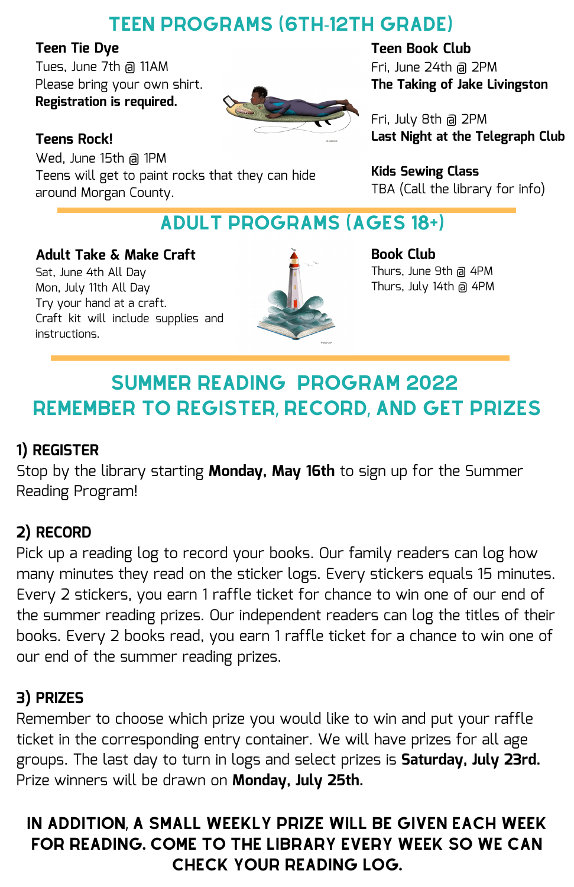## TEEN PROGRAMS (6TH-12TH GRADE)

**Teen Tie Dye**
Tues, June 7th @ 11AM
Please bring your own shirt.
**Registration is required.**

**Teens Rock!**
Wed, June 15th @ 1PM
Teens will get to paint rocks that they can hide around Morgan County.

**Teen Book Club**
Fri, June 24th @ 2PM
**The Taking of Jake Livingston**

Fri, July 8th @ 2PM
**Last Night at the Telegraph Club**

**Kids Sewing Class**
TBA (Call the library for info)

## ADULT PROGRAMS (AGES 18+)

**Adult Take & Make Craft**
Sat, June 4th All Day
Mon, July 11th All Day
Try your hand at a craft.
Craft kit will include supplies and instructions.

**Book Club**
Thurs, June 9th @ 4PM
Thurs, July 14th @ 4PM

## SUMMER READING PROGRAM 2022
## REMEMBER TO REGISTER, RECORD, AND GET PRIZES

### 1) REGISTER

Stop by the library starting **Monday, May 16th** to sign up for the Summer Reading Program!

### 2) RECORD

Pick up a reading log to record your books. Our family readers can log how many minutes they read on the sticker logs. Every stickers equals 15 minutes. Every 2 stickers, you earn 1 raffle ticket for chance to win one of our end of the summer reading prizes. Our independent readers can log the titles of their books. Every 2 books read, you earn 1 raffle ticket for a chance to win one of our end of the summer reading prizes.

### 3) PRIZES

Remember to choose which prize you would like to win and put your raffle ticket in the corresponding entry container. We will have prizes for all age groups. The last day to turn in logs and select prizes is **Saturday, July 23rd.** Prize winners will be drawn on **Monday, July 25th.**

**IN ADDITION, A SMALL WEEKLY PRIZE WILL BE GIVEN EACH WEEK FOR READING. COME TO THE LIBRARY EVERY WEEK SO WE CAN CHECK YOUR READING LOG.**